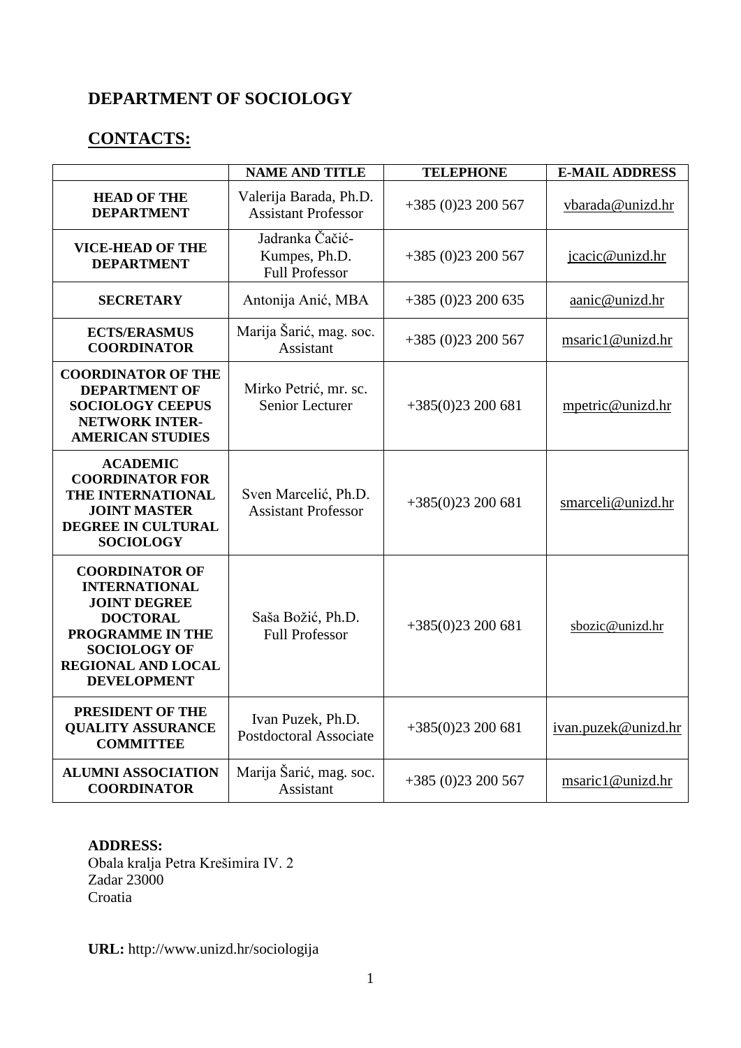# DEPARTMENT OF SOCIOLOGY

## CONTACTS:

| | NAME AND TITLE | TELEPHONE | E-MAIL ADDRESS |
|---|---|---|---|
| **HEAD OF THE DEPARTMENT** | Valerija Barada, Ph.D. Assistant Professor | +385 (0)23 200 567 | vbarada@unizd.hr |
| **VICE-HEAD OF THE DEPARTMENT** | Jadranka Čačić-Kumpes, Ph.D. Full Professor | +385 (0)23 200 567 | jcacic@unizd.hr |
| **SECRETARY** | Antonija Anić, MBA | +385 (0)23 200 635 | aanic@unizd.hr |
| **ECTS/ERASMUS COORDINATOR** | Marija Šarić, mag. soc. Assistant | +385 (0)23 200 567 | msaric1@unizd.hr |
| **COORDINATOR OF THE DEPARTMENT OF SOCIOLOGY CEEPUS NETWORK INTER-AMERICAN STUDIES** | Mirko Petrić, mr. sc. Senior Lecturer | +385(0)23 200 681 | mpetric@unizd.hr |
| **ACADEMIC COORDINATOR FOR THE INTERNATIONAL JOINT MASTER DEGREE IN CULTURAL SOCIOLOGY** | Sven Marcelić, Ph.D. Assistant Professor | +385(0)23 200 681 | smarceli@unizd.hr |
| **COORDINATOR OF INTERNATIONAL JOINT DEGREE DOCTORAL PROGRAMME IN THE SOCIOLOGY OF REGIONAL AND LOCAL DEVELOPMENT** | Saša Božić, Ph.D. Full Professor | +385(0)23 200 681 | sbozic@unizd.hr |
| **PRESIDENT OF THE QUALITY ASSURANCE COMMITTEE** | Ivan Puzek, Ph.D. Postdoctoral Associate | +385(0)23 200 681 | ivan.puzek@unizd.hr |
| **ALUMNI ASSOCIATION COORDINATOR** | Marija Šarić, mag. soc. Assistant | +385 (0)23 200 567 | msaric1@unizd.hr |

**ADDRESS:**
Obala kralja Petra Krešimira IV. 2
Zadar 23000
Croatia

**URL:** http://www.unizd.hr/sociologija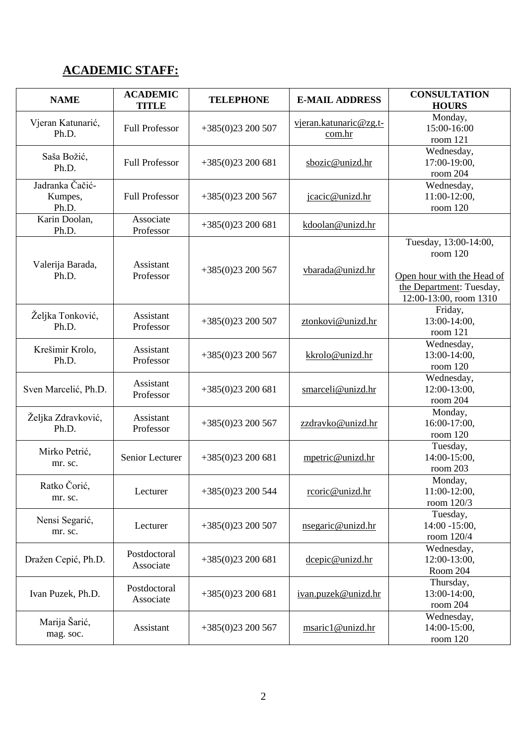## ACADEMIC STAFF:

| NAME | ACADEMIC TITLE | TELEPHONE | E-MAIL ADDRESS | CONSULTATION HOURS |
|---|---|---|---|---|
| Vjeran Katunarić, Ph.D. | Full Professor | +385(0)23 200 507 | vjeran.katunaric@zg.t-com.hr | Monday, 15:00-16:00 room 121 |
| Saša Božić, Ph.D. | Full Professor | +385(0)23 200 681 | sbozic@unizd.hr | Wednesday, 17:00-19:00, room 204 |
| Jadranka Čačić-Kumpes, Ph.D. | Full Professor | +385(0)23 200 567 | jcacic@unizd.hr | Wednesday, 11:00-12:00, room 120 |
| Karin Doolan, Ph.D. | Associate Professor | +385(0)23 200 681 | kdoolan@unizd.hr | |
| Valerija Barada, Ph.D. | Assistant Professor | +385(0)23 200 567 | vbarada@unizd.hr | Tuesday, 13:00-14:00, room 120<br><br>Open hour with the Head of the Department: Tuesday, 12:00-13:00, room 1310 |
| Željka Tonković, Ph.D. | Assistant Professor | +385(0)23 200 507 | ztonkovi@unizd.hr | Friday, 13:00-14:00, room 121 |
| Krešimir Krolo, Ph.D. | Assistant Professor | +385(0)23 200 567 | kkrolo@unizd.hr | Wednesday, 13:00-14:00, room 120 |
| Sven Marcelić, Ph.D. | Assistant Professor | +385(0)23 200 681 | smarceli@unizd.hr | Wednesday, 12:00-13:00, room 204 |
| Željka Zdravković, Ph.D. | Assistant Professor | +385(0)23 200 567 | zzdravko@unizd.hr | Monday, 16:00-17:00, room 120 |
| Mirko Petrić, mr. sc. | Senior Lecturer | +385(0)23 200 681 | mpetric@unizd.hr | Tuesday, 14:00-15:00, room 203 |
| Ratko Čorić, mr. sc. | Lecturer | +385(0)23 200 544 | rcoric@unizd.hr | Monday, 11:00-12:00, room 120/3 |
| Nensi Segarić, mr. sc. | Lecturer | +385(0)23 200 507 | nsegaric@unizd.hr | Tuesday, 14:00 -15:00, room 120/4 |
| Dražen Cepić, Ph.D. | Postdoctoral Associate | +385(0)23 200 681 | dcepic@unizd.hr | Wednesday, 12:00-13:00, Room 204 |
| Ivan Puzek, Ph.D. | Postdoctoral Associate | +385(0)23 200 681 | ivan.puzek@unizd.hr | Thursday, 13:00-14:00, room 204 |
| Marija Šarić, mag. soc. | Assistant | +385(0)23 200 567 | msaric1@unizd.hr | Wednesday, 14:00-15:00, room 120 |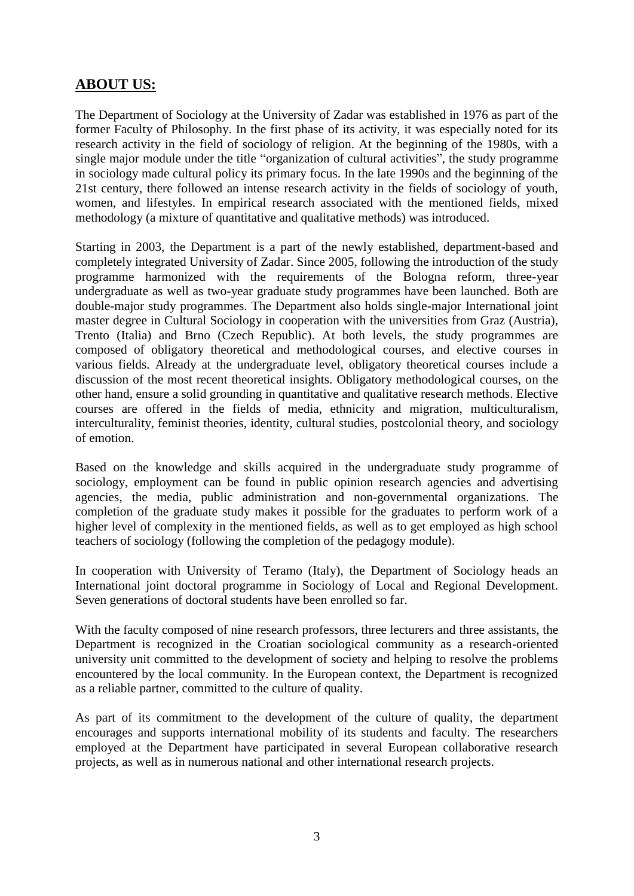## **ABOUT US:**

The Department of Sociology at the University of Zadar was established in 1976 as part of the former Faculty of Philosophy. In the first phase of its activity, it was especially noted for its research activity in the field of sociology of religion. At the beginning of the 1980s, with a single major module under the title "organization of cultural activities", the study programme in sociology made cultural policy its primary focus. In the late 1990s and the beginning of the 21st century, there followed an intense research activity in the fields of sociology of youth, women, and lifestyles. In empirical research associated with the mentioned fields, mixed methodology (a mixture of quantitative and qualitative methods) was introduced.

Starting in 2003, the Department is a part of the newly established, department-based and completely integrated University of Zadar. Since 2005, following the introduction of the study programme harmonized with the requirements of the Bologna reform, three-year undergraduate as well as two-year graduate study programmes have been launched. Both are double-major study programmes. The Department also holds single-major International joint master degree in Cultural Sociology in cooperation with the universities from Graz (Austria), Trento (Italia) and Brno (Czech Republic). At both levels, the study programmes are composed of obligatory theoretical and methodological courses, and elective courses in various fields. Already at the undergraduate level, obligatory theoretical courses include a discussion of the most recent theoretical insights. Obligatory methodological courses, on the other hand, ensure a solid grounding in quantitative and qualitative research methods. Elective courses are offered in the fields of media, ethnicity and migration, multiculturalism, interculturality, feminist theories, identity, cultural studies, postcolonial theory, and sociology of emotion.

Based on the knowledge and skills acquired in the undergraduate study programme of sociology, employment can be found in public opinion research agencies and advertising agencies, the media, public administration and non-governmental organizations. The completion of the graduate study makes it possible for the graduates to perform work of a higher level of complexity in the mentioned fields, as well as to get employed as high school teachers of sociology (following the completion of the pedagogy module).

In cooperation with University of Teramo (Italy), the Department of Sociology heads an International joint doctoral programme in Sociology of Local and Regional Development. Seven generations of doctoral students have been enrolled so far.

With the faculty composed of nine research professors, three lecturers and three assistants, the Department is recognized in the Croatian sociological community as a research-oriented university unit committed to the development of society and helping to resolve the problems encountered by the local community. In the European context, the Department is recognized as a reliable partner, committed to the culture of quality.

As part of its commitment to the development of the culture of quality, the department encourages and supports international mobility of its students and faculty. The researchers employed at the Department have participated in several European collaborative research projects, as well as in numerous national and other international research projects.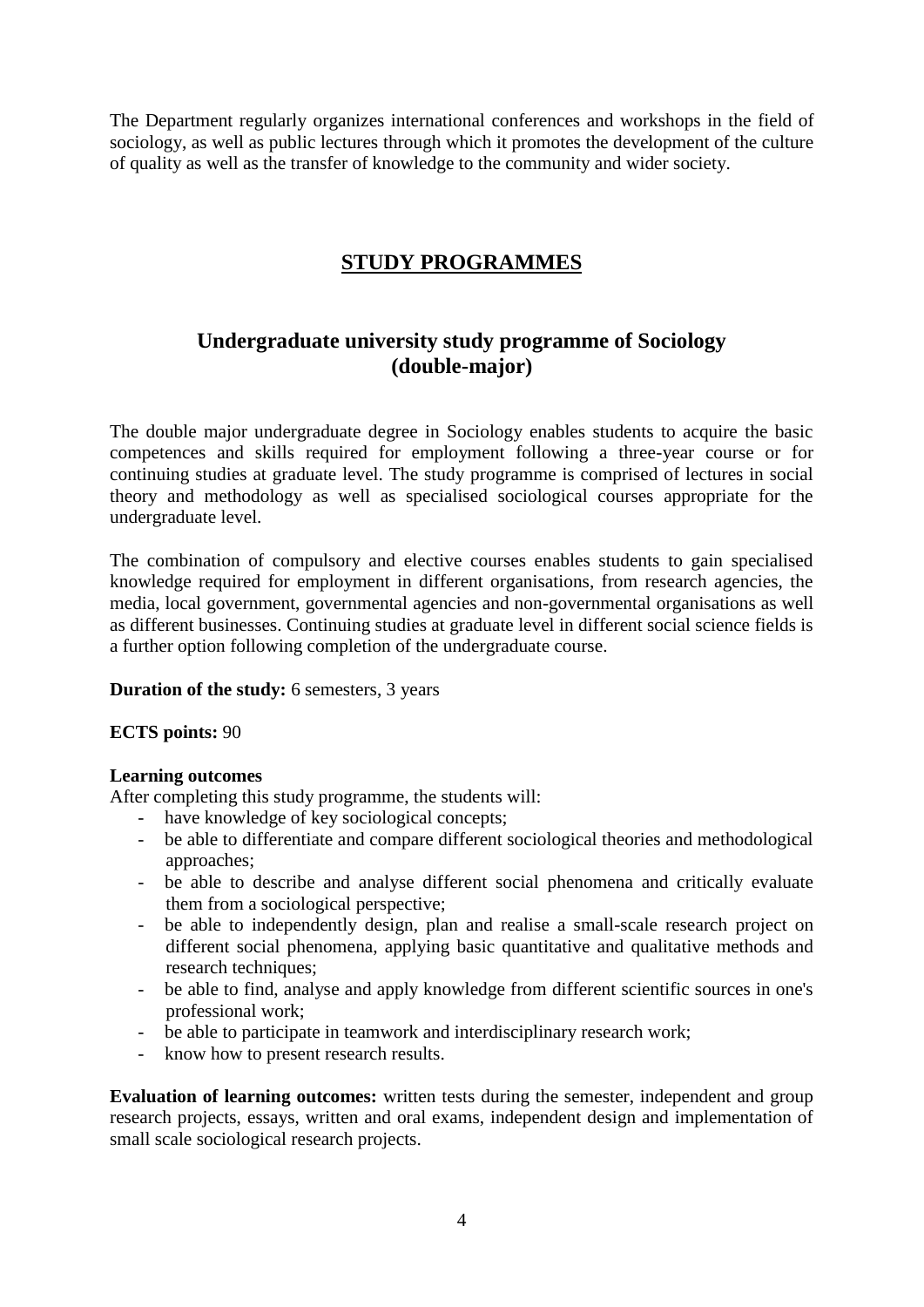The Department regularly organizes international conferences and workshops in the field of sociology, as well as public lectures through which it promotes the development of the culture of quality as well as the transfer of knowledge to the community and wider society.

# STUDY PROGRAMMES

## Undergraduate university study programme of Sociology (double-major)

The double major undergraduate degree in Sociology enables students to acquire the basic competences and skills required for employment following a three-year course or for continuing studies at graduate level. The study programme is comprised of lectures in social theory and methodology as well as specialised sociological courses appropriate for the undergraduate level.

The combination of compulsory and elective courses enables students to gain specialised knowledge required for employment in different organisations, from research agencies, the media, local government, governmental agencies and non-governmental organisations as well as different businesses. Continuing studies at graduate level in different social science fields is a further option following completion of the undergraduate course.

**Duration of the study:** 6 semesters, 3 years

**ECTS points:** 90

**Learning outcomes**

After completing this study programme, the students will:

- have knowledge of key sociological concepts;
- be able to differentiate and compare different sociological theories and methodological approaches;
- be able to describe and analyse different social phenomena and critically evaluate them from a sociological perspective;
- be able to independently design, plan and realise a small-scale research project on different social phenomena, applying basic quantitative and qualitative methods and research techniques;
- be able to find, analyse and apply knowledge from different scientific sources in one's professional work;
- be able to participate in teamwork and interdisciplinary research work;
- know how to present research results.

**Evaluation of learning outcomes:** written tests during the semester, independent and group research projects, essays, written and oral exams, independent design and implementation of small scale sociological research projects.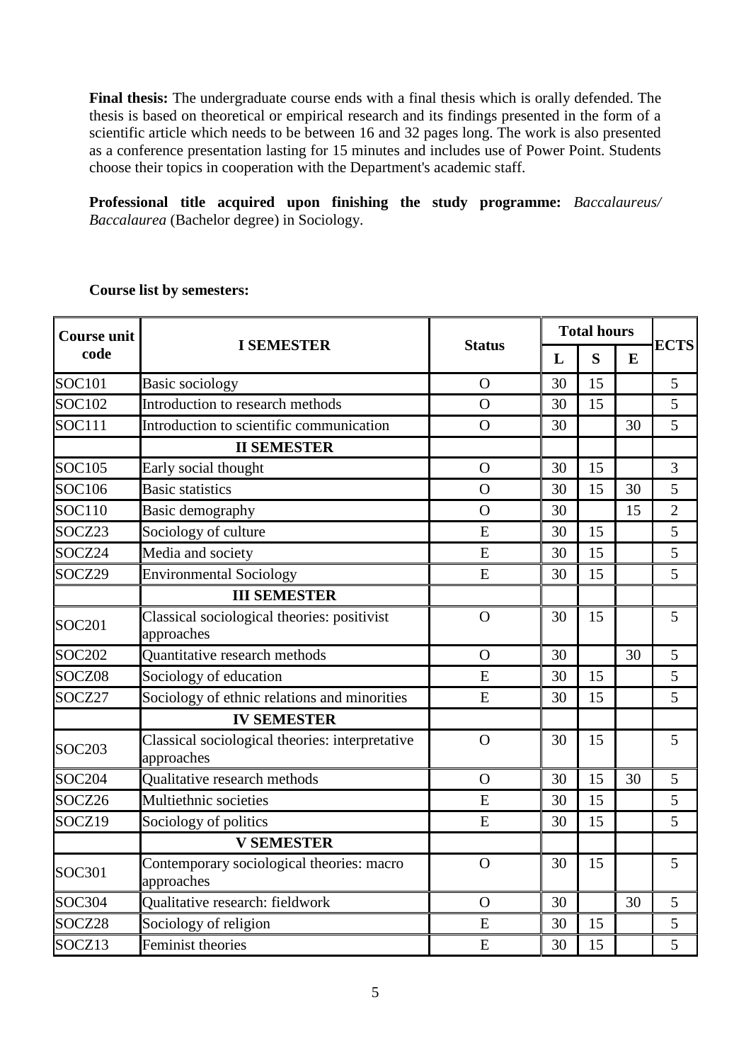**Final thesis:** The undergraduate course ends with a final thesis which is orally defended. The thesis is based on theoretical or empirical research and its findings presented in the form of a scientific article which needs to be between 16 and 32 pages long. The work is also presented as a conference presentation lasting for 15 minutes and includes use of Power Point. Students choose their topics in cooperation with the Department's academic staff.

**Professional title acquired upon finishing the study programme:** *Baccalaureus/ Baccalaurea* (Bachelor degree) in Sociology.

**Course list by semesters:**

| Course unit code | I SEMESTER | Status | Total hours | | | ECTS |
|---|---|---|---|---|---|---|
| | | | L | S | E | |
| SOC101 | Basic sociology | O | 30 | 15 | | 5 |
| SOC102 | Introduction to research methods | O | 30 | 15 | | 5 |
| SOC111 | Introduction to scientific communication | O | 30 | | 30 | 5 |
| | **II SEMESTER** | | | | | |
| SOC105 | Early social thought | O | 30 | 15 | | 3 |
| SOC106 | Basic statistics | O | 30 | 15 | 30 | 5 |
| SOC110 | Basic demography | O | 30 | | 15 | 2 |
| SOCZ23 | Sociology of culture | E | 30 | 15 | | 5 |
| SOCZ24 | Media and society | E | 30 | 15 | | 5 |
| SOCZ29 | Environmental Sociology | E | 30 | 15 | | 5 |
| | **III SEMESTER** | | | | | |
| SOC201 | Classical sociological theories: positivist approaches | O | 30 | 15 | | 5 |
| SOC202 | Quantitative research methods | O | 30 | | 30 | 5 |
| SOCZ08 | Sociology of education | E | 30 | 15 | | 5 |
| SOCZ27 | Sociology of ethnic relations and minorities | E | 30 | 15 | | 5 |
| | **IV SEMESTER** | | | | | |
| SOC203 | Classical sociological theories: interpretative approaches | O | 30 | 15 | | 5 |
| SOC204 | Qualitative research methods | O | 30 | 15 | 30 | 5 |
| SOCZ26 | Multiethnic societies | E | 30 | 15 | | 5 |
| SOCZ19 | Sociology of politics | E | 30 | 15 | | 5 |
| | **V SEMESTER** | | | | | |
| SOC301 | Contemporary sociological theories: macro approaches | O | 30 | 15 | | 5 |
| SOC304 | Qualitative research: fieldwork | O | 30 | | 30 | 5 |
| SOCZ28 | Sociology of religion | E | 30 | 15 | | 5 |
| SOCZ13 | Feminist theories | E | 30 | 15 | | 5 |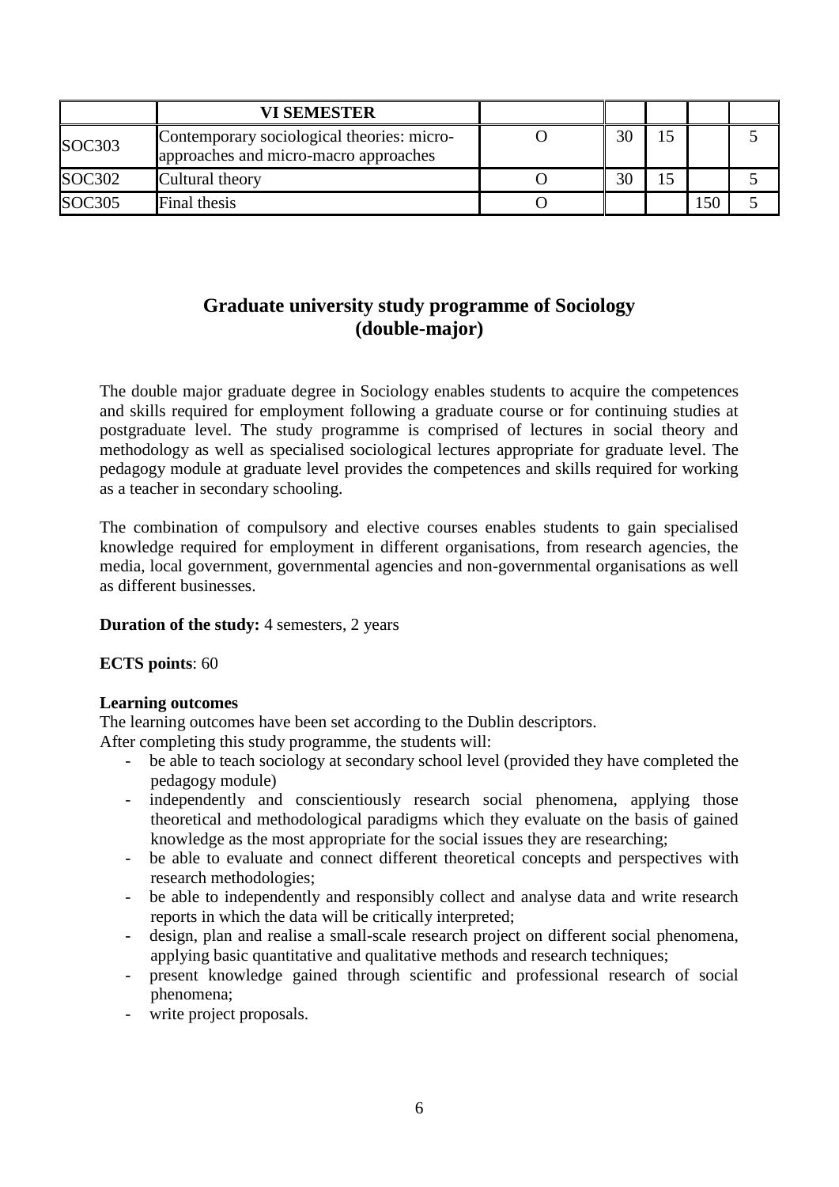| | VI SEMESTER | | | | | |
|---|---|---|---|---|---|---|
| SOC303 | Contemporary sociological theories: micro-approaches and micro-macro approaches | O | 30 | 15 | | 5 |
| SOC302 | Cultural theory | O | 30 | 15 | | 5 |
| SOC305 | Final thesis | O | | | 150 | 5 |

## Graduate university study programme of Sociology (double-major)

The double major graduate degree in Sociology enables students to acquire the competences and skills required for employment following a graduate course or for continuing studies at postgraduate level. The study programme is comprised of lectures in social theory and methodology as well as specialised sociological lectures appropriate for graduate level. The pedagogy module at graduate level provides the competences and skills required for working as a teacher in secondary schooling.

The combination of compulsory and elective courses enables students to gain specialised knowledge required for employment in different organisations, from research agencies, the media, local government, governmental agencies and non-governmental organisations as well as different businesses.

**Duration of the study:** 4 semesters, 2 years

**ECTS points**: 60

**Learning outcomes**

The learning outcomes have been set according to the Dublin descriptors.

After completing this study programme, the students will:

- be able to teach sociology at secondary school level (provided they have completed the pedagogy module)
- independently and conscientiously research social phenomena, applying those theoretical and methodological paradigms which they evaluate on the basis of gained knowledge as the most appropriate for the social issues they are researching;
- be able to evaluate and connect different theoretical concepts and perspectives with research methodologies;
- be able to independently and responsibly collect and analyse data and write research reports in which the data will be critically interpreted;
- design, plan and realise a small-scale research project on different social phenomena, applying basic quantitative and qualitative methods and research techniques;
- present knowledge gained through scientific and professional research of social phenomena;
- write project proposals.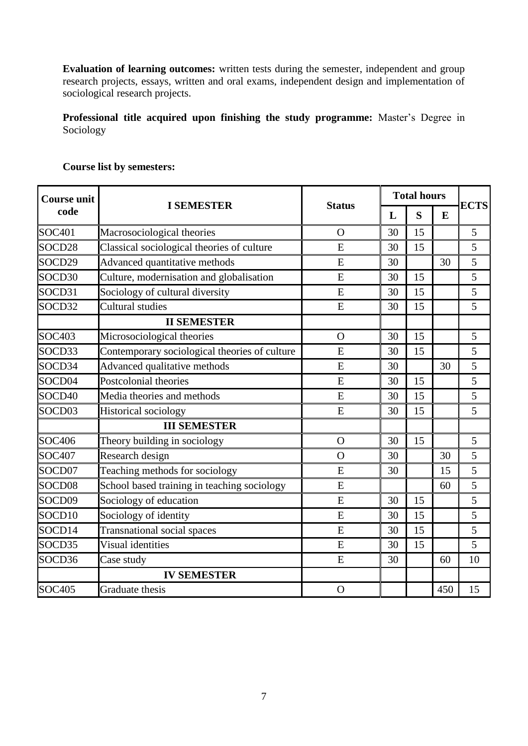**Evaluation of learning outcomes:** written tests during the semester, independent and group research projects, essays, written and oral exams, independent design and implementation of sociological research projects.

**Professional title acquired upon finishing the study programme:** Master's Degree in Sociology

**Course list by semesters:**

| Course unit code | I SEMESTER | Status | Total hours | | | ECTS |
|---|---|---|---|---|---|---|
| | | | L | S | E | |
| SOC401 | Macrosociological theories | O | 30 | 15 | | 5 |
| SOCD28 | Classical sociological theories of culture | E | 30 | 15 | | 5 |
| SOCD29 | Advanced quantitative methods | E | 30 | | 30 | 5 |
| SOCD30 | Culture, modernisation and globalisation | E | 30 | 15 | | 5 |
| SOCD31 | Sociology of cultural diversity | E | 30 | 15 | | 5 |
| SOCD32 | Cultural studies | E | 30 | 15 | | 5 |
| | **II SEMESTER** | | | | | |
| SOC403 | Microsociological theories | O | 30 | 15 | | 5 |
| SOCD33 | Contemporary sociological theories of culture | E | 30 | 15 | | 5 |
| SOCD34 | Advanced qualitative methods | E | 30 | | 30 | 5 |
| SOCD04 | Postcolonial theories | E | 30 | 15 | | 5 |
| SOCD40 | Media theories and methods | E | 30 | 15 | | 5 |
| SOCD03 | Historical sociology | E | 30 | 15 | | 5 |
| | **III SEMESTER** | | | | | |
| SOC406 | Theory building in sociology | O | 30 | 15 | | 5 |
| SOC407 | Research design | O | 30 | | 30 | 5 |
| SOCD07 | Teaching methods for sociology | E | 30 | | 15 | 5 |
| SOCD08 | School based training in teaching sociology | E | | | 60 | 5 |
| SOCD09 | Sociology of education | E | 30 | 15 | | 5 |
| SOCD10 | Sociology of identity | E | 30 | 15 | | 5 |
| SOCD14 | Transnational social spaces | E | 30 | 15 | | 5 |
| SOCD35 | Visual identities | E | 30 | 15 | | 5 |
| SOCD36 | Case study | E | 30 | | 60 | 10 |
| | **IV SEMESTER** | | | | | |
| SOC405 | Graduate thesis | O | | | 450 | 15 |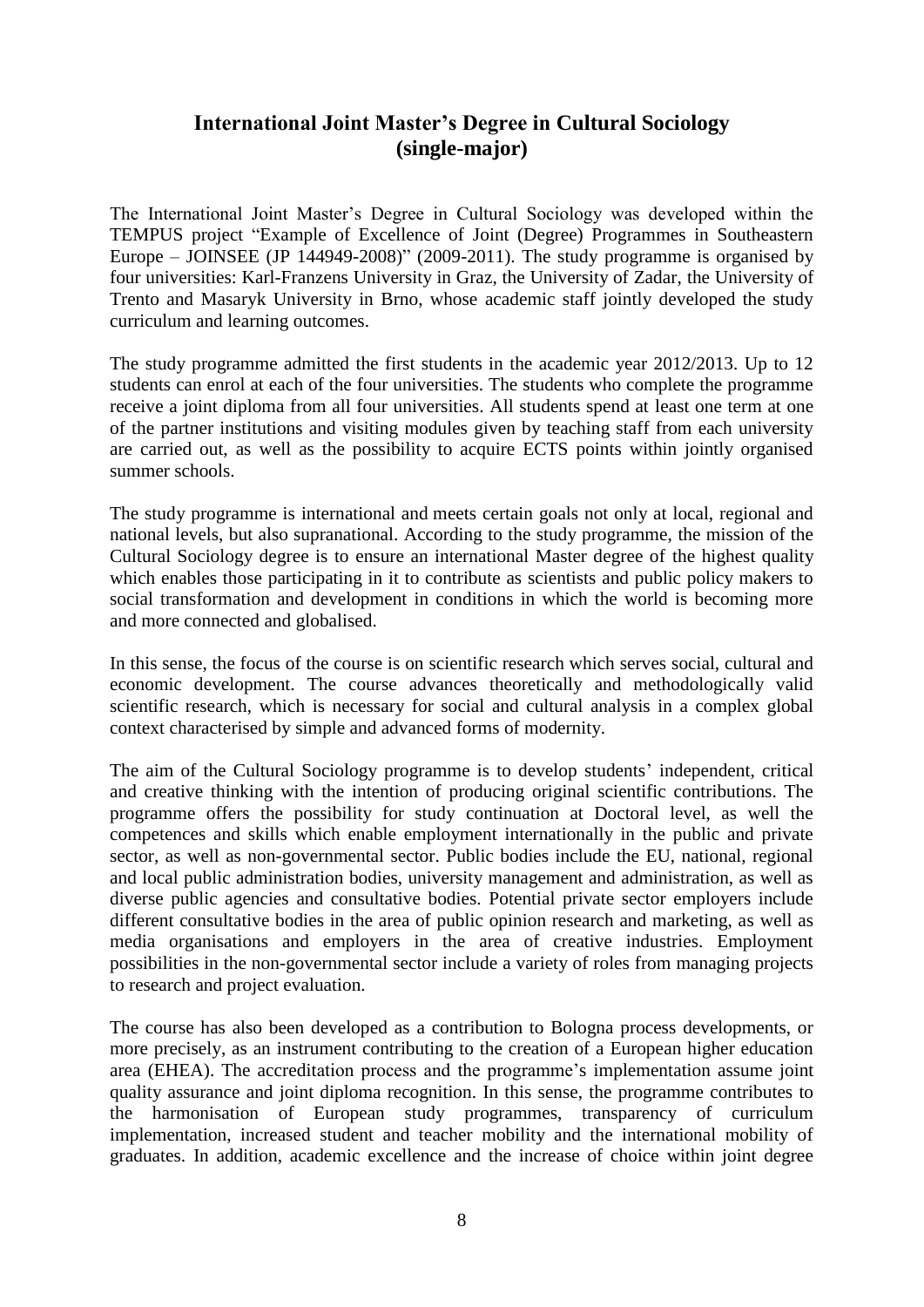## International Joint Master's Degree in Cultural Sociology (single-major)

The International Joint Master's Degree in Cultural Sociology was developed within the TEMPUS project "Example of Excellence of Joint (Degree) Programmes in Southeastern Europe – JOINSEE (JP 144949-2008)" (2009-2011). The study programme is organised by four universities: Karl-Franzens University in Graz, the University of Zadar, the University of Trento and Masaryk University in Brno, whose academic staff jointly developed the study curriculum and learning outcomes.

The study programme admitted the first students in the academic year 2012/2013. Up to 12 students can enrol at each of the four universities. The students who complete the programme receive a joint diploma from all four universities. All students spend at least one term at one of the partner institutions and visiting modules given by teaching staff from each university are carried out, as well as the possibility to acquire ECTS points within jointly organised summer schools.

The study programme is international and meets certain goals not only at local, regional and national levels, but also supranational. According to the study programme, the mission of the Cultural Sociology degree is to ensure an international Master degree of the highest quality which enables those participating in it to contribute as scientists and public policy makers to social transformation and development in conditions in which the world is becoming more and more connected and globalised.

In this sense, the focus of the course is on scientific research which serves social, cultural and economic development. The course advances theoretically and methodologically valid scientific research, which is necessary for social and cultural analysis in a complex global context characterised by simple and advanced forms of modernity.

The aim of the Cultural Sociology programme is to develop students' independent, critical and creative thinking with the intention of producing original scientific contributions. The programme offers the possibility for study continuation at Doctoral level, as well the competences and skills which enable employment internationally in the public and private sector, as well as non-governmental sector. Public bodies include the EU, national, regional and local public administration bodies, university management and administration, as well as diverse public agencies and consultative bodies. Potential private sector employers include different consultative bodies in the area of public opinion research and marketing, as well as media organisations and employers in the area of creative industries. Employment possibilities in the non-governmental sector include a variety of roles from managing projects to research and project evaluation.

The course has also been developed as a contribution to Bologna process developments, or more precisely, as an instrument contributing to the creation of a European higher education area (EHEA). The accreditation process and the programme's implementation assume joint quality assurance and joint diploma recognition. In this sense, the programme contributes to the harmonisation of European study programmes, transparency of curriculum implementation, increased student and teacher mobility and the international mobility of graduates. In addition, academic excellence and the increase of choice within joint degree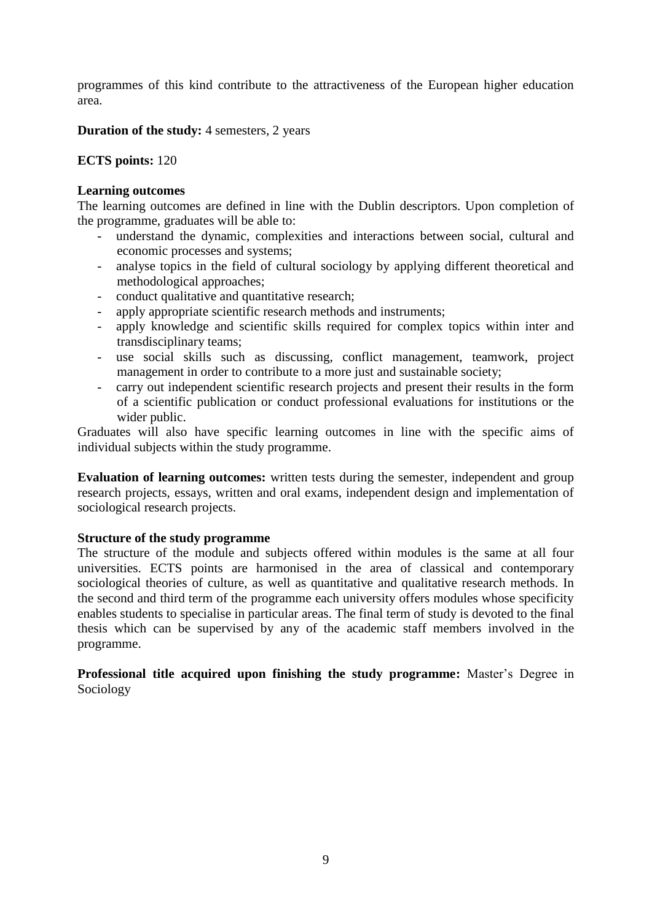programmes of this kind contribute to the attractiveness of the European higher education area.

**Duration of the study:** 4 semesters, 2 years

**ECTS points:** 120

**Learning outcomes**

The learning outcomes are defined in line with the Dublin descriptors. Upon completion of the programme, graduates will be able to:

- understand the dynamic, complexities and interactions between social, cultural and economic processes and systems;
- analyse topics in the field of cultural sociology by applying different theoretical and methodological approaches;
- conduct qualitative and quantitative research;
- apply appropriate scientific research methods and instruments;
- apply knowledge and scientific skills required for complex topics within inter and transdisciplinary teams;
- use social skills such as discussing, conflict management, teamwork, project management in order to contribute to a more just and sustainable society;
- carry out independent scientific research projects and present their results in the form of a scientific publication or conduct professional evaluations for institutions or the wider public.

Graduates will also have specific learning outcomes in line with the specific aims of individual subjects within the study programme.

**Evaluation of learning outcomes:** written tests during the semester, independent and group research projects, essays, written and oral exams, independent design and implementation of sociological research projects.

**Structure of the study programme**

The structure of the module and subjects offered within modules is the same at all four universities. ECTS points are harmonised in the area of classical and contemporary sociological theories of culture, as well as quantitative and qualitative research methods. In the second and third term of the programme each university offers modules whose specificity enables students to specialise in particular areas. The final term of study is devoted to the final thesis which can be supervised by any of the academic staff members involved in the programme.

**Professional title acquired upon finishing the study programme:** Master's Degree in Sociology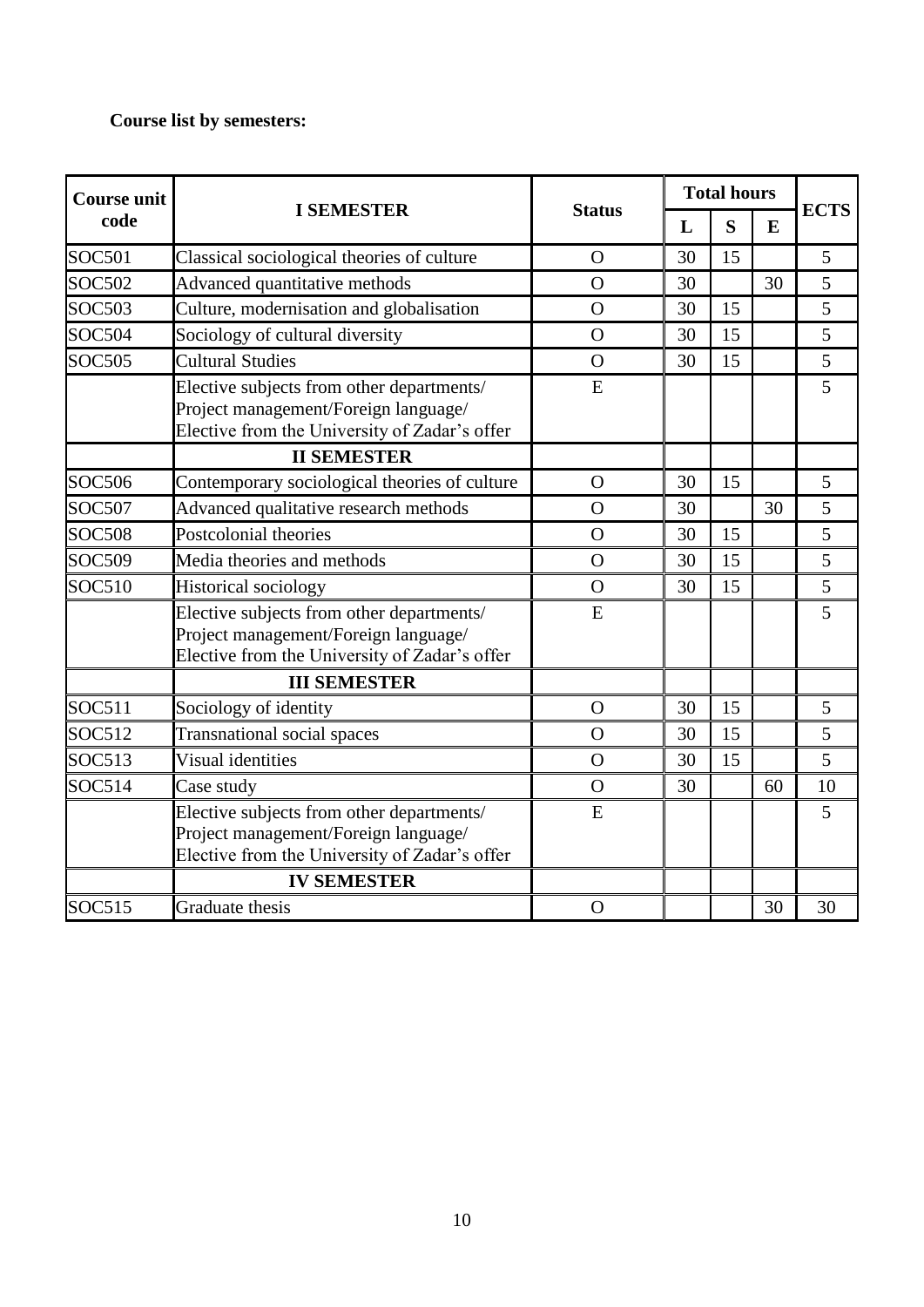**Course list by semesters:**

| Course unit code | I SEMESTER | Status | Total hours | | | ECTS |
|---|---|---|---|---|---|---|
| | | | L | S | E | |
| SOC501 | Classical sociological theories of culture | O | 30 | 15 | | 5 |
| SOC502 | Advanced quantitative methods | O | 30 | | 30 | 5 |
| SOC503 | Culture, modernisation and globalisation | O | 30 | 15 | | 5 |
| SOC504 | Sociology of cultural diversity | O | 30 | 15 | | 5 |
| SOC505 | Cultural Studies | O | 30 | 15 | | 5 |
| | Elective subjects from other departments/ Project management/Foreign language/ Elective from the University of Zadar's offer | E | | | | 5 |
| | **II SEMESTER** | | | | | |
| SOC506 | Contemporary sociological theories of culture | O | 30 | 15 | | 5 |
| SOC507 | Advanced qualitative research methods | O | 30 | | 30 | 5 |
| SOC508 | Postcolonial theories | O | 30 | 15 | | 5 |
| SOC509 | Media theories and methods | O | 30 | 15 | | 5 |
| SOC510 | Historical sociology | O | 30 | 15 | | 5 |
| | Elective subjects from other departments/ Project management/Foreign language/ Elective from the University of Zadar's offer | E | | | | 5 |
| | **III SEMESTER** | | | | | |
| SOC511 | Sociology of identity | O | 30 | 15 | | 5 |
| SOC512 | Transnational social spaces | O | 30 | 15 | | 5 |
| SOC513 | Visual identities | O | 30 | 15 | | 5 |
| SOC514 | Case study | O | 30 | | 60 | 10 |
| | Elective subjects from other departments/ Project management/Foreign language/ Elective from the University of Zadar's offer | E | | | | 5 |
| | **IV SEMESTER** | | | | | |
| SOC515 | Graduate thesis | O | | | 30 | 30 |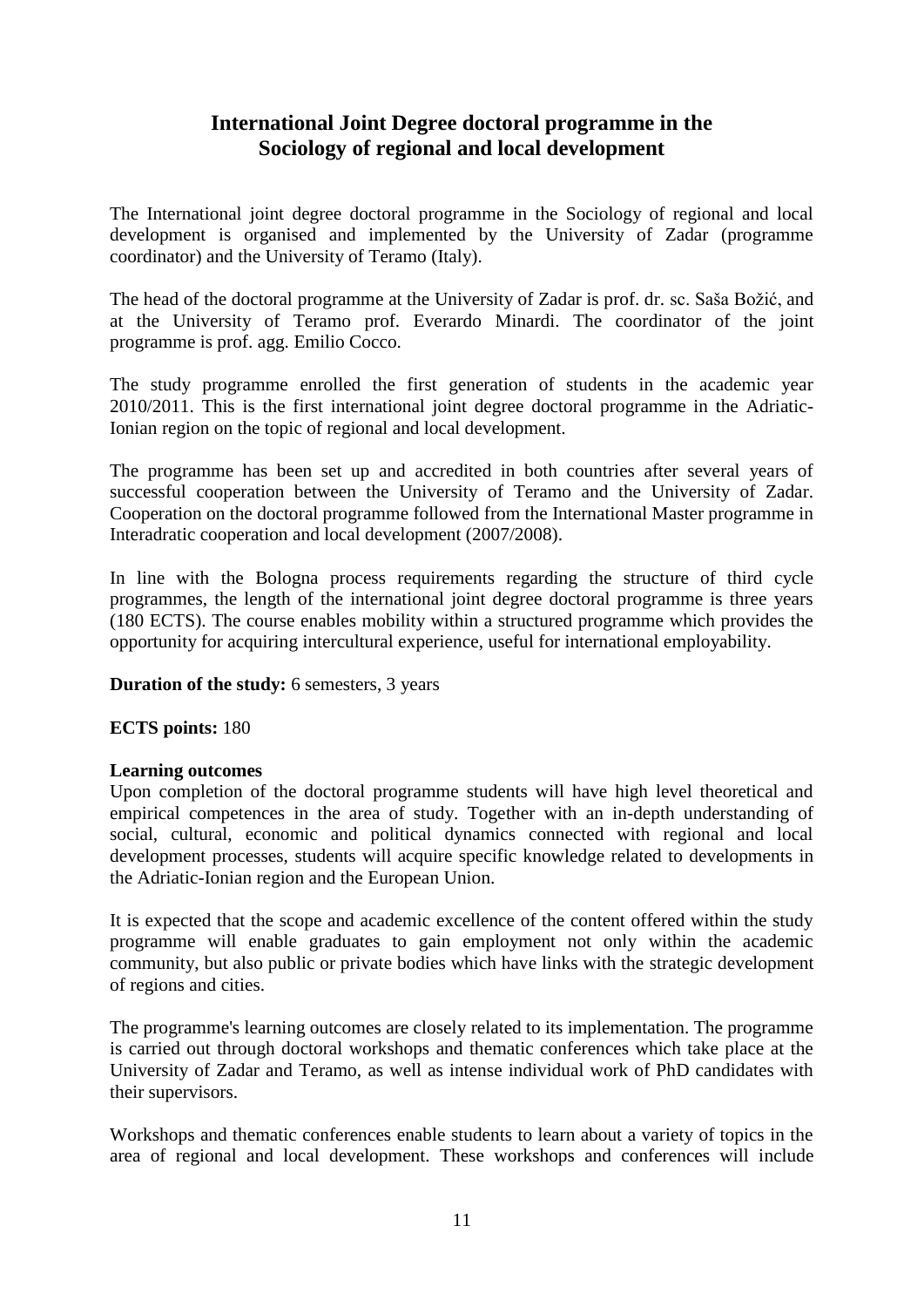# International Joint Degree doctoral programme in the Sociology of regional and local development

The International joint degree doctoral programme in the Sociology of regional and local development is organised and implemented by the University of Zadar (programme coordinator) and the University of Teramo (Italy).

The head of the doctoral programme at the University of Zadar is prof. dr. sc. Saša Božić, and at the University of Teramo prof. Everardo Minardi. The coordinator of the joint programme is prof. agg. Emilio Cocco.

The study programme enrolled the first generation of students in the academic year 2010/2011. This is the first international joint degree doctoral programme in the Adriatic-Ionian region on the topic of regional and local development.

The programme has been set up and accredited in both countries after several years of successful cooperation between the University of Teramo and the University of Zadar. Cooperation on the doctoral programme followed from the International Master programme in Interadratic cooperation and local development (2007/2008).

In line with the Bologna process requirements regarding the structure of third cycle programmes, the length of the international joint degree doctoral programme is three years (180 ECTS). The course enables mobility within a structured programme which provides the opportunity for acquiring intercultural experience, useful for international employability.

**Duration of the study:** 6 semesters, 3 years

**ECTS points:** 180

**Learning outcomes**

Upon completion of the doctoral programme students will have high level theoretical and empirical competences in the area of study. Together with an in-depth understanding of social, cultural, economic and political dynamics connected with regional and local development processes, students will acquire specific knowledge related to developments in the Adriatic-Ionian region and the European Union.

It is expected that the scope and academic excellence of the content offered within the study programme will enable graduates to gain employment not only within the academic community, but also public or private bodies which have links with the strategic development of regions and cities.

The programme's learning outcomes are closely related to its implementation. The programme is carried out through doctoral workshops and thematic conferences which take place at the University of Zadar and Teramo, as well as intense individual work of PhD candidates with their supervisors.

Workshops and thematic conferences enable students to learn about a variety of topics in the area of regional and local development. These workshops and conferences will include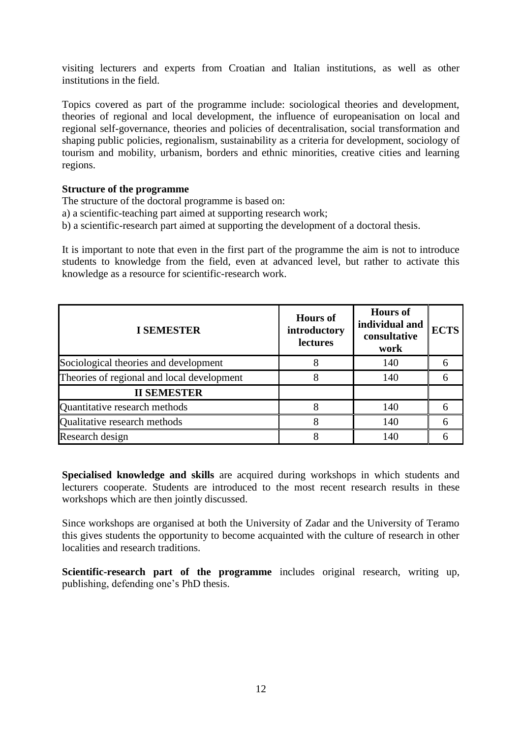visiting lecturers and experts from Croatian and Italian institutions, as well as other institutions in the field.

Topics covered as part of the programme include: sociological theories and development, theories of regional and local development, the influence of europeanisation on local and regional self-governance, theories and policies of decentralisation, social transformation and shaping public policies, regionalism, sustainability as a criteria for development, sociology of tourism and mobility, urbanism, borders and ethnic minorities, creative cities and learning regions.

**Structure of the programme**

The structure of the doctoral programme is based on:

a) a scientific-teaching part aimed at supporting research work;

b) a scientific-research part aimed at supporting the development of a doctoral thesis.

It is important to note that even in the first part of the programme the aim is not to introduce students to knowledge from the field, even at advanced level, but rather to activate this knowledge as a resource for scientific-research work.

| **I SEMESTER** | **Hours of introductory lectures** | **Hours of individual and consultative work** | **ECTS** |
|---|---|---|---|
| Sociological theories and development | 8 | 140 | 6 |
| Theories of regional and local development | 8 | 140 | 6 |
| **II SEMESTER** | | | |
| Quantitative research methods | 8 | 140 | 6 |
| Qualitative research methods | 8 | 140 | 6 |
| Research design | 8 | 140 | 6 |

**Specialised knowledge and skills** are acquired during workshops in which students and lecturers cooperate. Students are introduced to the most recent research results in these workshops which are then jointly discussed.

Since workshops are organised at both the University of Zadar and the University of Teramo this gives students the opportunity to become acquainted with the culture of research in other localities and research traditions.

**Scientific-research part of the programme** includes original research, writing up, publishing, defending one's PhD thesis.